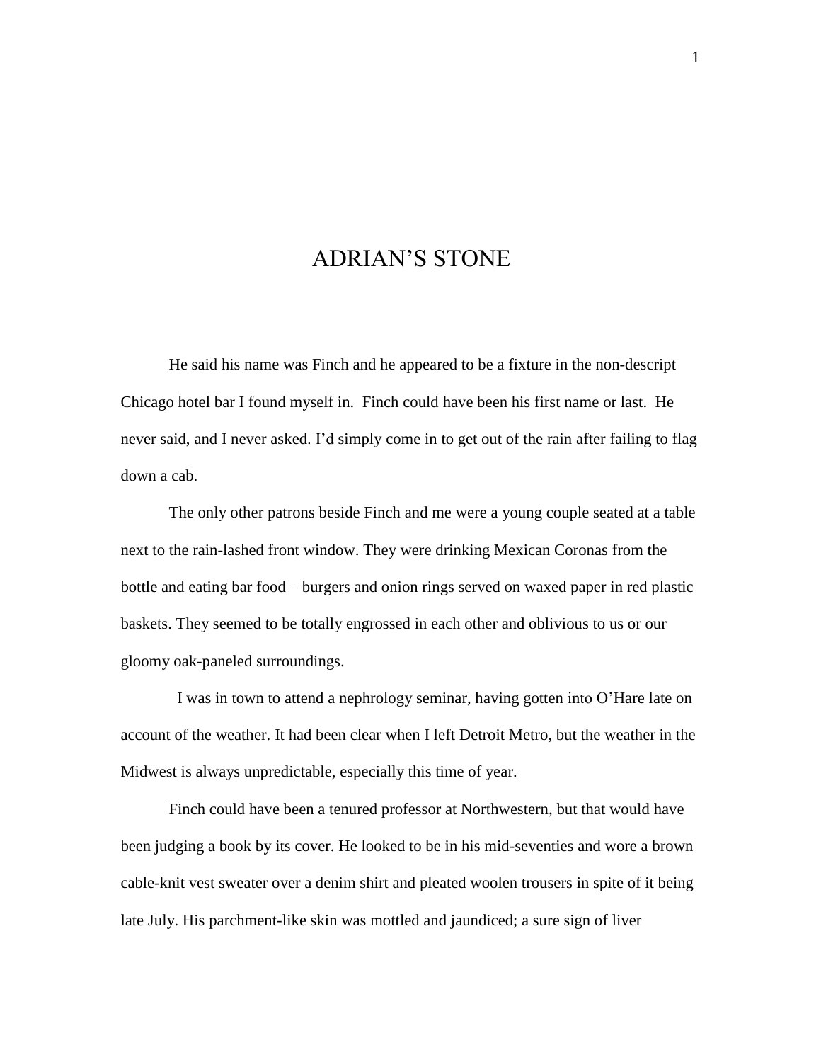# ADRIAN'S STONE

He said his name was Finch and he appeared to be a fixture in the non-descript Chicago hotel bar I found myself in. Finch could have been his first name or last. He never said, and I never asked. I'd simply come in to get out of the rain after failing to flag down a cab.

The only other patrons beside Finch and me were a young couple seated at a table next to the rain-lashed front window. They were drinking Mexican Coronas from the bottle and eating bar food – burgers and onion rings served on waxed paper in red plastic baskets. They seemed to be totally engrossed in each other and oblivious to us or our gloomy oak-paneled surroundings.

I was in town to attend a nephrology seminar, having gotten into O'Hare late on account of the weather. It had been clear when I left Detroit Metro, but the weather in the Midwest is always unpredictable, especially this time of year.

Finch could have been a tenured professor at Northwestern, but that would have been judging a book by its cover. He looked to be in his mid-seventies and wore a brown cable-knit vest sweater over a denim shirt and pleated woolen trousers in spite of it being late July. His parchment-like skin was mottled and jaundiced; a sure sign of liver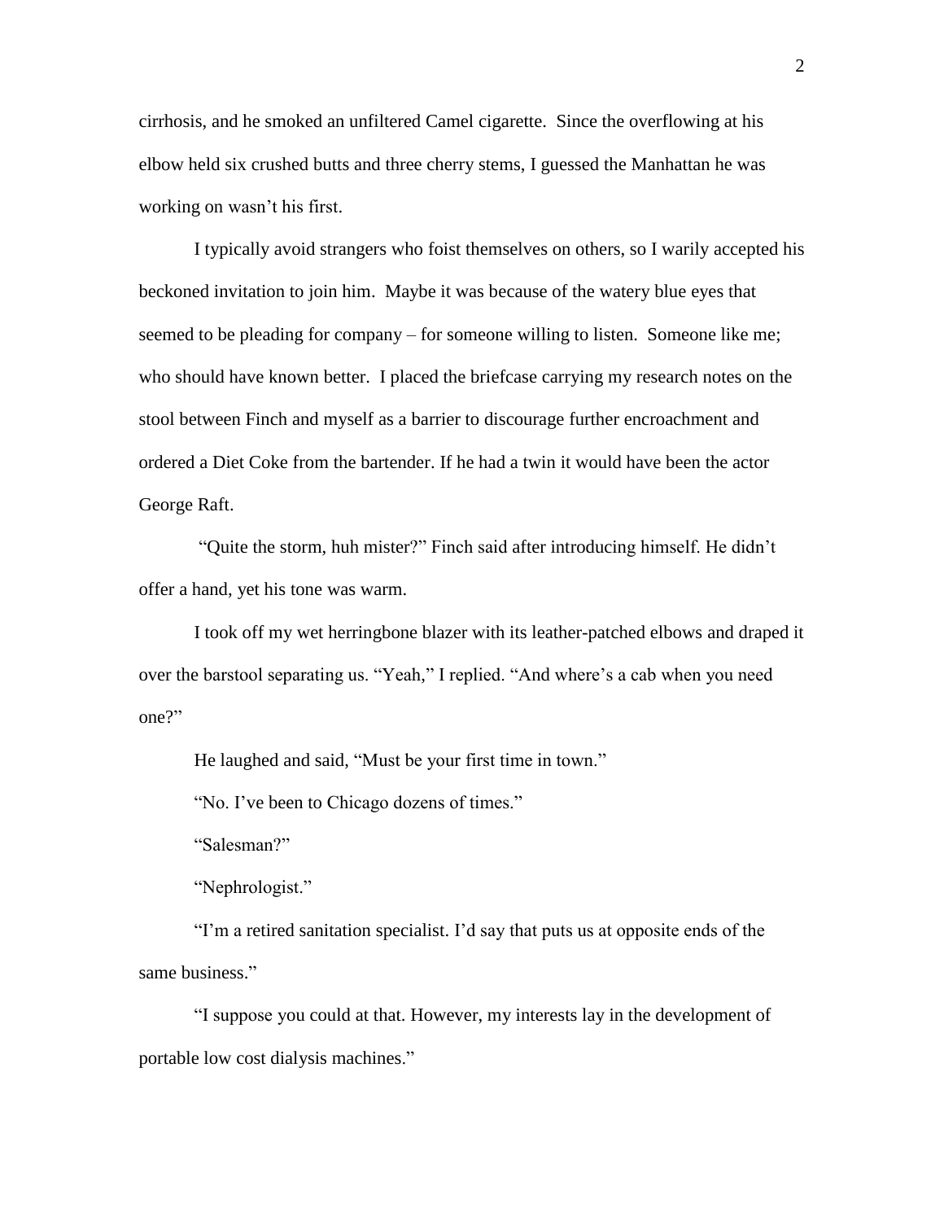cirrhosis, and he smoked an unfiltered Camel cigarette. Since the overflowing at his elbow held six crushed butts and three cherry stems, I guessed the Manhattan he was working on wasn't his first.

I typically avoid strangers who foist themselves on others, so I warily accepted his beckoned invitation to join him. Maybe it was because of the watery blue eyes that seemed to be pleading for company – for someone willing to listen. Someone like me; who should have known better. I placed the briefcase carrying my research notes on the stool between Finch and myself as a barrier to discourage further encroachment and ordered a Diet Coke from the bartender. If he had a twin it would have been the actor George Raft.

"Quite the storm, huh mister?" Finch said after introducing himself. He didn't offer a hand, yet his tone was warm.

I took off my wet herringbone blazer with its leather-patched elbows and draped it over the barstool separating us. "Yeah," I replied. "And where's a cab when you need one?"

He laughed and said, "Must be your first time in town."

"No. I've been to Chicago dozens of times."

"Salesman?"

"Nephrologist."

"I'm a retired sanitation specialist. I'd say that puts us at opposite ends of the same business."

"I suppose you could at that. However, my interests lay in the development of portable low cost dialysis machines."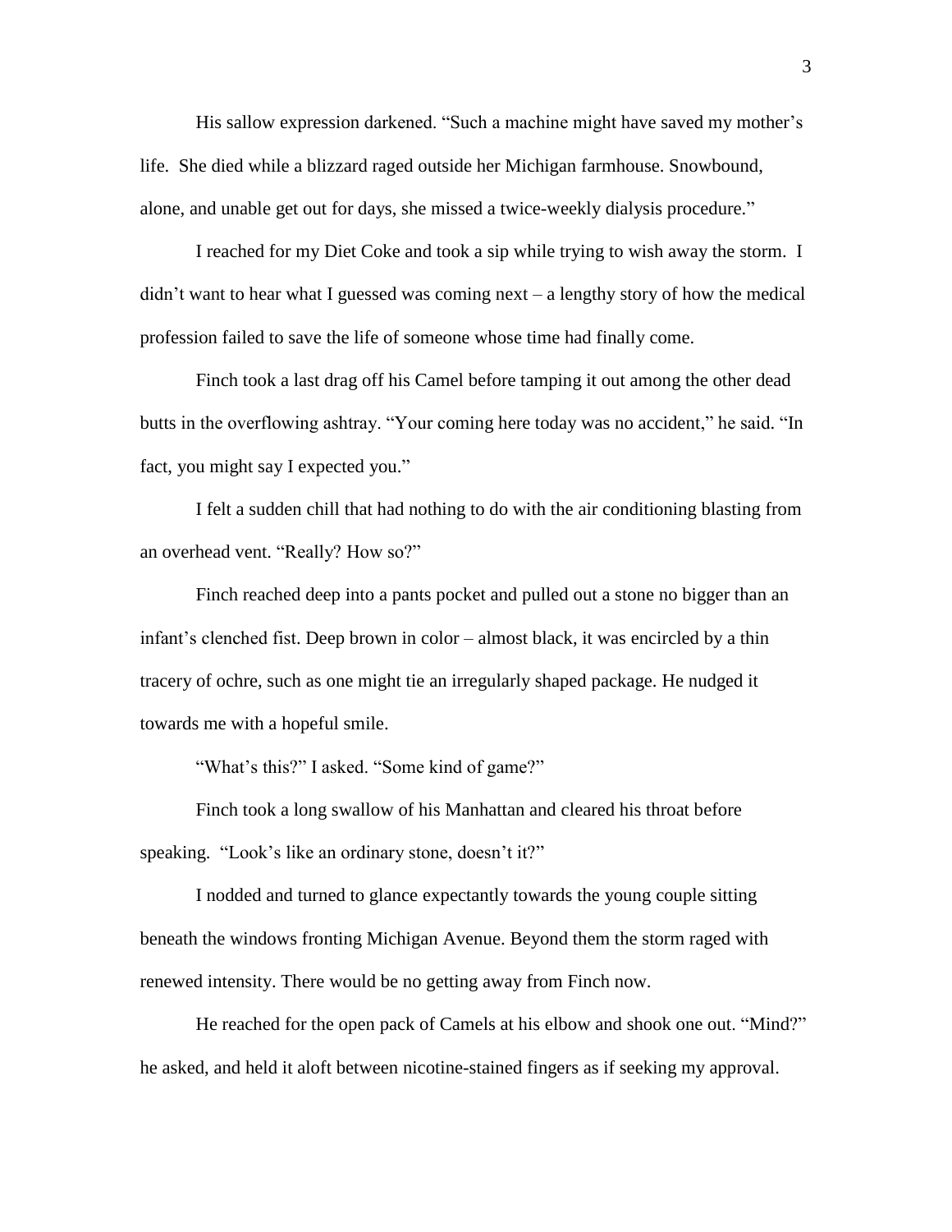His sallow expression darkened. "Such a machine might have saved my mother's life. She died while a blizzard raged outside her Michigan farmhouse. Snowbound, alone, and unable get out for days, she missed a twice-weekly dialysis procedure."

I reached for my Diet Coke and took a sip while trying to wish away the storm. I didn't want to hear what I guessed was coming next – a lengthy story of how the medical profession failed to save the life of someone whose time had finally come.

Finch took a last drag off his Camel before tamping it out among the other dead butts in the overflowing ashtray. "Your coming here today was no accident," he said. "In fact, you might say I expected you."

I felt a sudden chill that had nothing to do with the air conditioning blasting from an overhead vent. "Really? How so?"

Finch reached deep into a pants pocket and pulled out a stone no bigger than an infant's clenched fist. Deep brown in color – almost black, it was encircled by a thin tracery of ochre, such as one might tie an irregularly shaped package. He nudged it towards me with a hopeful smile.

"What's this?" I asked. "Some kind of game?"

Finch took a long swallow of his Manhattan and cleared his throat before speaking. "Look's like an ordinary stone, doesn't it?"

I nodded and turned to glance expectantly towards the young couple sitting beneath the windows fronting Michigan Avenue. Beyond them the storm raged with renewed intensity. There would be no getting away from Finch now.

He reached for the open pack of Camels at his elbow and shook one out. "Mind?" he asked, and held it aloft between nicotine-stained fingers as if seeking my approval.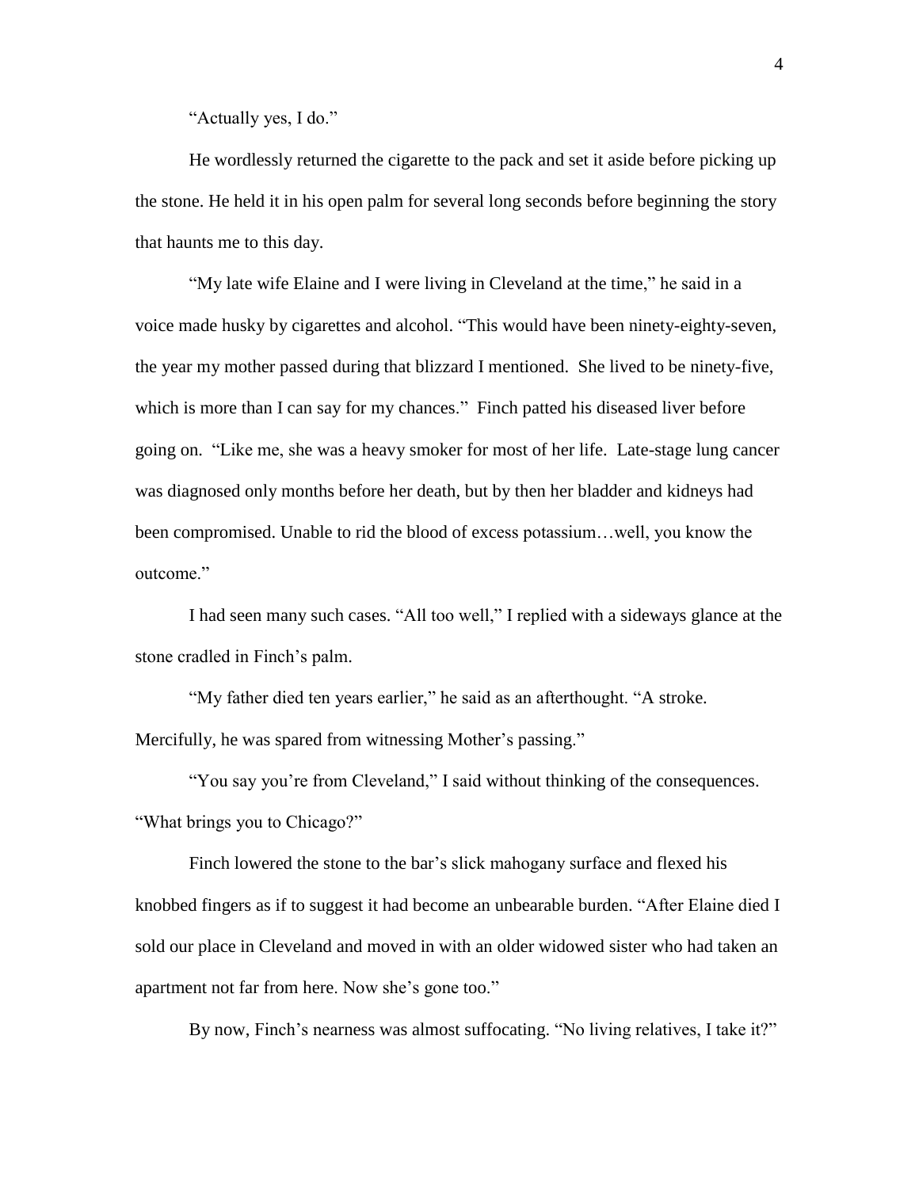"Actually yes, I do."

He wordlessly returned the cigarette to the pack and set it aside before picking up the stone. He held it in his open palm for several long seconds before beginning the story that haunts me to this day.

"My late wife Elaine and I were living in Cleveland at the time," he said in a voice made husky by cigarettes and alcohol. "This would have been ninety-eighty-seven, the year my mother passed during that blizzard I mentioned. She lived to be ninety-five, which is more than I can say for my chances." Finch patted his diseased liver before going on. "Like me, she was a heavy smoker for most of her life. Late-stage lung cancer was diagnosed only months before her death, but by then her bladder and kidneys had been compromised. Unable to rid the blood of excess potassium…well, you know the outcome."

I had seen many such cases. "All too well," I replied with a sideways glance at the stone cradled in Finch's palm.

"My father died ten years earlier," he said as an afterthought. "A stroke. Mercifully, he was spared from witnessing Mother's passing."

"You say you're from Cleveland," I said without thinking of the consequences. "What brings you to Chicago?"

Finch lowered the stone to the bar's slick mahogany surface and flexed his knobbed fingers as if to suggest it had become an unbearable burden. "After Elaine died I sold our place in Cleveland and moved in with an older widowed sister who had taken an apartment not far from here. Now she's gone too."

By now, Finch's nearness was almost suffocating. "No living relatives, I take it?"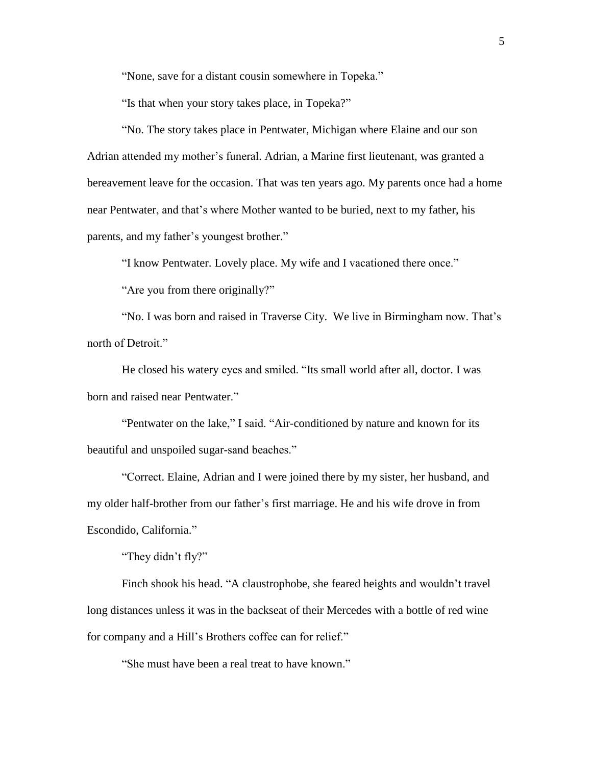"None, save for a distant cousin somewhere in Topeka."

"Is that when your story takes place, in Topeka?"

"No. The story takes place in Pentwater, Michigan where Elaine and our son Adrian attended my mother's funeral. Adrian, a Marine first lieutenant, was granted a bereavement leave for the occasion. That was ten years ago. My parents once had a home near Pentwater, and that's where Mother wanted to be buried, next to my father, his parents, and my father's youngest brother."

"I know Pentwater. Lovely place. My wife and I vacationed there once."

"Are you from there originally?"

"No. I was born and raised in Traverse City.  We live in Birmingham now. That's north of Detroit."

He closed his watery eyes and smiled. "Its small world after all, doctor. I was born and raised near Pentwater."

"Pentwater on the lake," I said. "Air-conditioned by nature and known for its beautiful and unspoiled sugar-sand beaches."

"Correct. Elaine, Adrian and I were joined there by my sister, her husband, and my older half-brother from our father's first marriage. He and his wife drove in from Escondido, California."

"They didn't fly?"

Finch shook his head. "A claustrophobe, she feared heights and wouldn't travel long distances unless it was in the backseat of their Mercedes with a bottle of red wine for company and a Hill's Brothers coffee can for relief."

"She must have been a real treat to have known."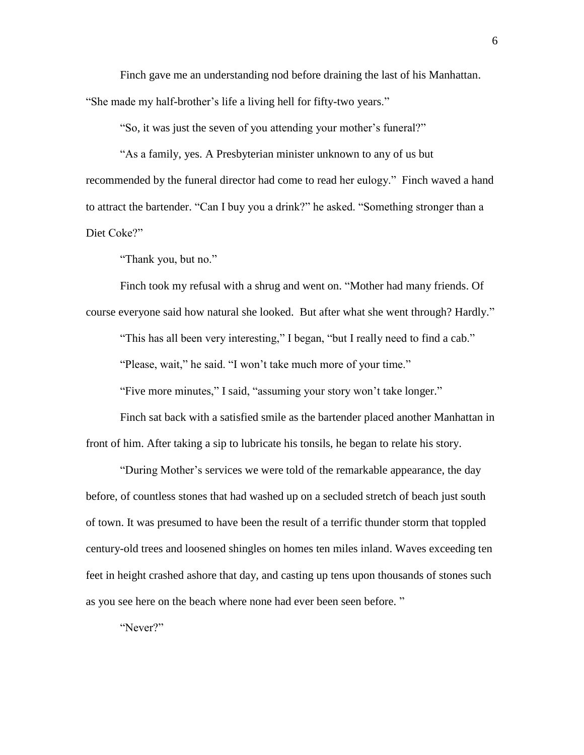Finch gave me an understanding nod before draining the last of his Manhattan. "She made my half-brother's life a living hell for fifty-two years."

"So, it was just the seven of you attending your mother's funeral?"

"As a family, yes. A Presbyterian minister unknown to any of us but recommended by the funeral director had come to read her eulogy." Finch waved a hand to attract the bartender. "Can I buy you a drink?" he asked. "Something stronger than a Diet Coke?"

"Thank you, but no."

Finch took my refusal with a shrug and went on. "Mother had many friends. Of course everyone said how natural she looked. But after what she went through? Hardly."

"This has all been very interesting," I began, "but I really need to find a cab."

"Please, wait," he said. "I won't take much more of your time."

"Five more minutes," I said, "assuming your story won't take longer."

Finch sat back with a satisfied smile as the bartender placed another Manhattan in front of him. After taking a sip to lubricate his tonsils, he began to relate his story.

"During Mother's services we were told of the remarkable appearance, the day before, of countless stones that had washed up on a secluded stretch of beach just south of town. It was presumed to have been the result of a terrific thunder storm that toppled century-old trees and loosened shingles on homes ten miles inland. Waves exceeding ten feet in height crashed ashore that day, and casting up tens upon thousands of stones such as you see here on the beach where none had ever been seen before. "

"Never?"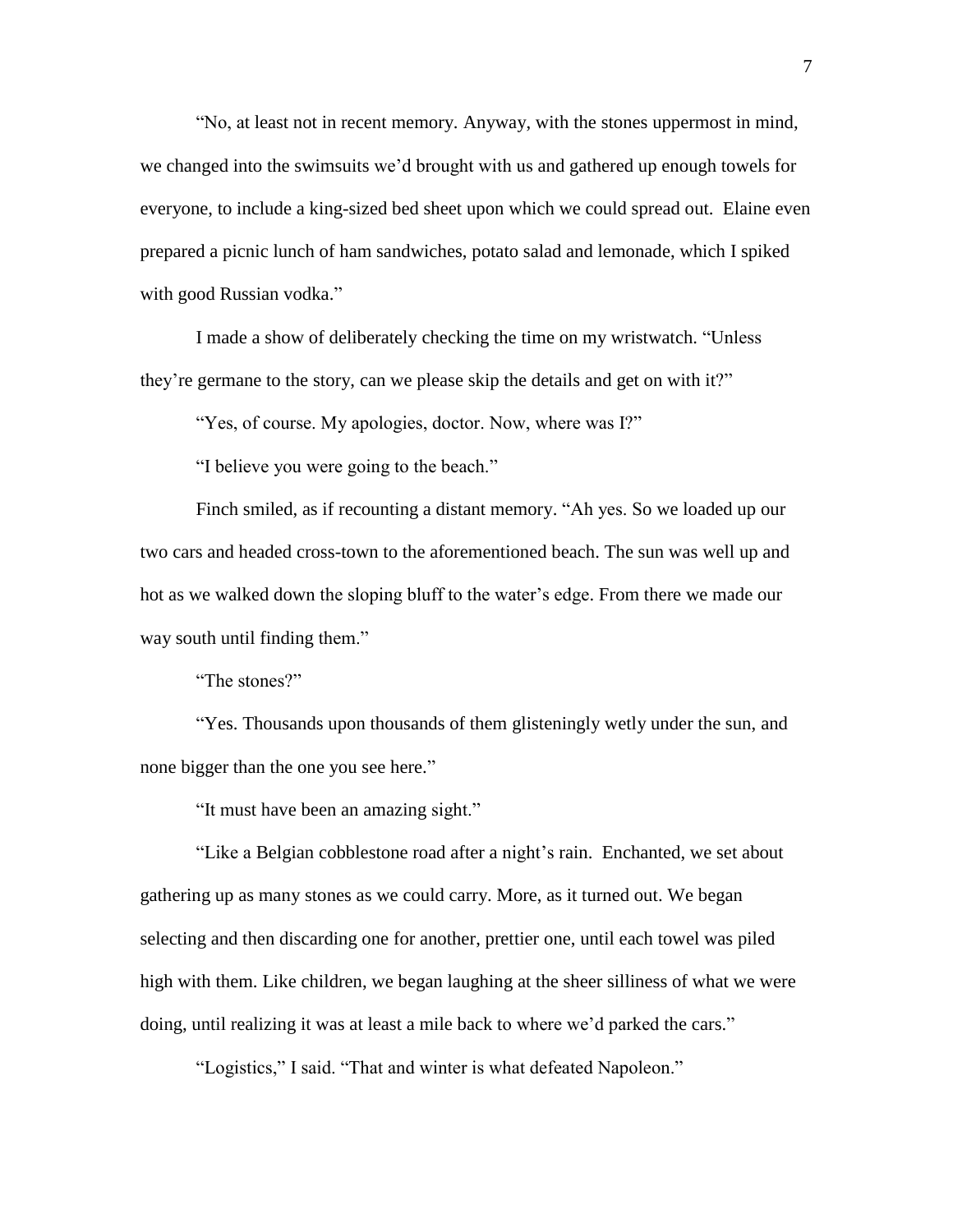"No, at least not in recent memory. Anyway, with the stones uppermost in mind, we changed into the swimsuits we'd brought with us and gathered up enough towels for everyone, to include a king-sized bed sheet upon which we could spread out. Elaine even prepared a picnic lunch of ham sandwiches, potato salad and lemonade, which I spiked with good Russian vodka."

I made a show of deliberately checking the time on my wristwatch. "Unless they're germane to the story, can we please skip the details and get on with it?"

"Yes, of course. My apologies, doctor. Now, where was I?"

"I believe you were going to the beach."

Finch smiled, as if recounting a distant memory. "Ah yes. So we loaded up our two cars and headed cross-town to the aforementioned beach. The sun was well up and hot as we walked down the sloping bluff to the water's edge. From there we made our way south until finding them."

"The stones?"

"Yes. Thousands upon thousands of them glisteningly wetly under the sun, and none bigger than the one you see here."

"It must have been an amazing sight."

"Like a Belgian cobblestone road after a night's rain. Enchanted, we set about gathering up as many stones as we could carry. More, as it turned out. We began selecting and then discarding one for another, prettier one, until each towel was piled high with them. Like children, we began laughing at the sheer silliness of what we were doing, until realizing it was at least a mile back to where we'd parked the cars."

"Logistics," I said. "That and winter is what defeated Napoleon."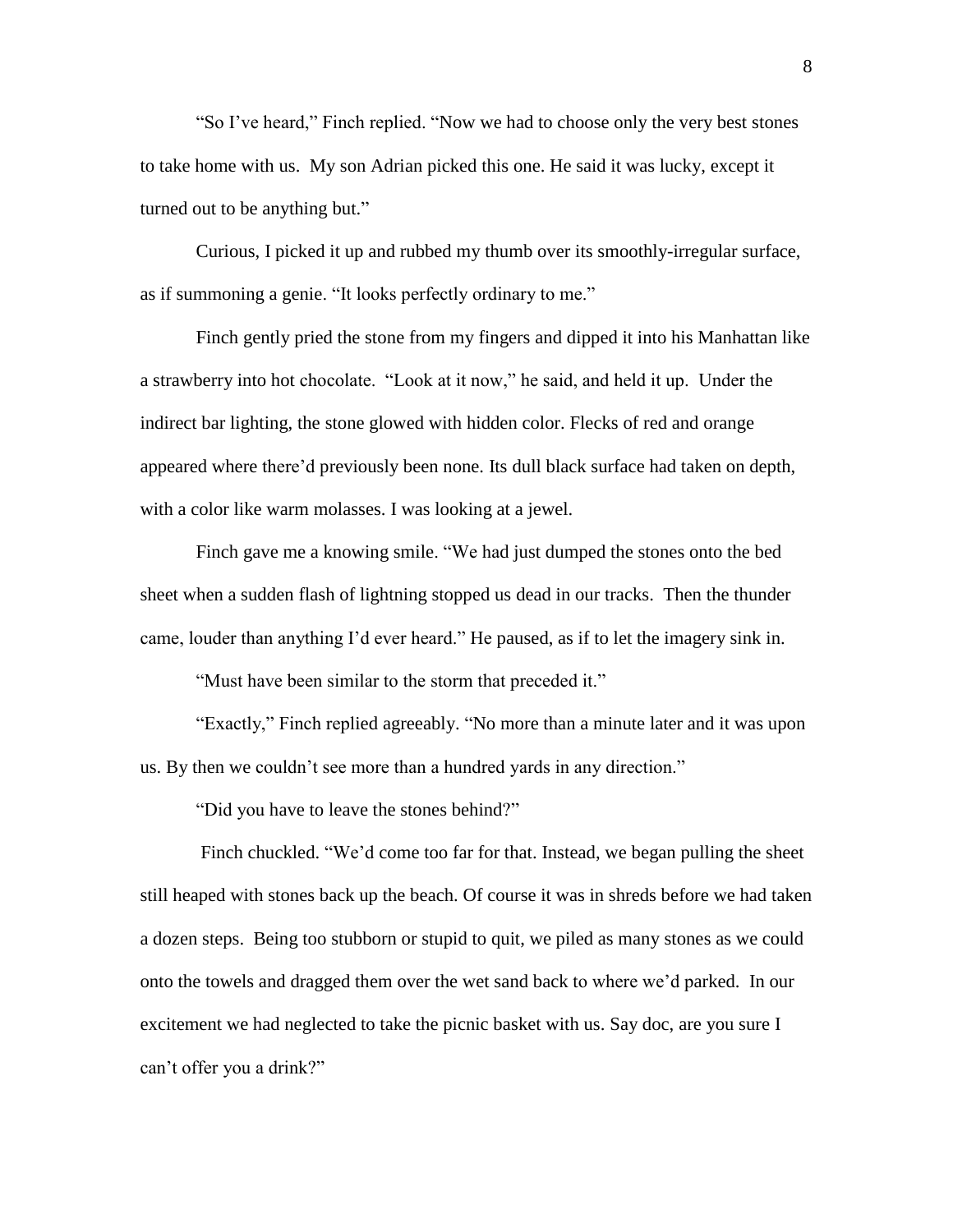“So I’ve heard,” Finch replied. “Now we had to choose only the very best stones to take home with us. My son Adrian picked this one. He said it was lucky, except it turned out to be anything but.”

Curious, I picked it up and rubbed my thumb over its smoothly-irregular surface, as if summoning a genie. “It looks perfectly ordinary to me.”

Finch gently pried the stone from my fingers and dipped it into his Manhattan like a strawberry into hot chocolate. “Look at it now,” he said, and held it up. Under the indirect bar lighting, the stone glowed with hidden color. Flecks of red and orange appeared where there’d previously been none. Its dull black surface had taken on depth, with a color like warm molasses. I was looking at a jewel.

Finch gave me a knowing smile. “We had just dumped the stones onto the bed sheet when a sudden flash of lightning stopped us dead in our tracks. Then the thunder came, louder than anything I’d ever heard.” He paused, as if to let the imagery sink in.

“Must have been similar to the storm that preceded it.”

“Exactly,” Finch replied agreeably. “No more than a minute later and it was upon us. By then we couldn’t see more than a hundred yards in any direction.”

“Did you have to leave the stones behind?”

Finch chuckled. “We’d come too far for that. Instead, we began pulling the sheet still heaped with stones back up the beach. Of course it was in shreds before we had taken a dozen steps. Being too stubborn or stupid to quit, we piled as many stones as we could onto the towels and dragged them over the wet sand back to where we’d parked. In our excitement we had neglected to take the picnic basket with us. Say doc, are you sure I can’t offer you a drink?”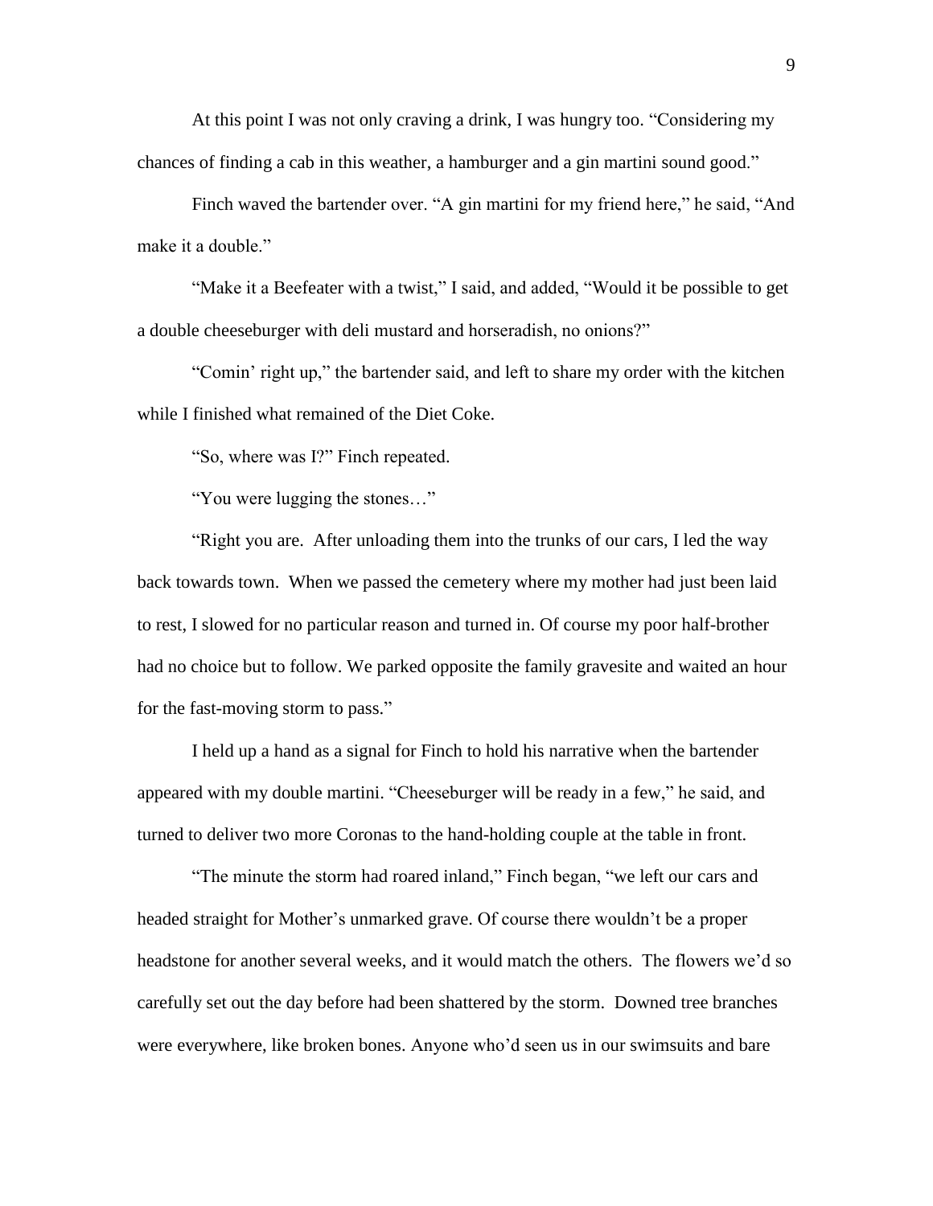At this point I was not only craving a drink, I was hungry too. "Considering my chances of finding a cab in this weather, a hamburger and a gin martini sound good."

Finch waved the bartender over. "A gin martini for my friend here," he said, "And make it a double."

"Make it a Beefeater with a twist," I said, and added, "Would it be possible to get a double cheeseburger with deli mustard and horseradish, no onions?"

"Comin' right up," the bartender said, and left to share my order with the kitchen while I finished what remained of the Diet Coke.

"So, where was I?" Finch repeated.

"You were lugging the stones…"

"Right you are. After unloading them into the trunks of our cars, I led the way back towards town. When we passed the cemetery where my mother had just been laid to rest, I slowed for no particular reason and turned in. Of course my poor half-brother had no choice but to follow. We parked opposite the family gravesite and waited an hour for the fast-moving storm to pass."

I held up a hand as a signal for Finch to hold his narrative when the bartender appeared with my double martini. "Cheeseburger will be ready in a few," he said, and turned to deliver two more Coronas to the hand-holding couple at the table in front.

"The minute the storm had roared inland," Finch began, "we left our cars and headed straight for Mother's unmarked grave. Of course there wouldn't be a proper headstone for another several weeks, and it would match the others. The flowers we'd so carefully set out the day before had been shattered by the storm. Downed tree branches were everywhere, like broken bones. Anyone who'd seen us in our swimsuits and bare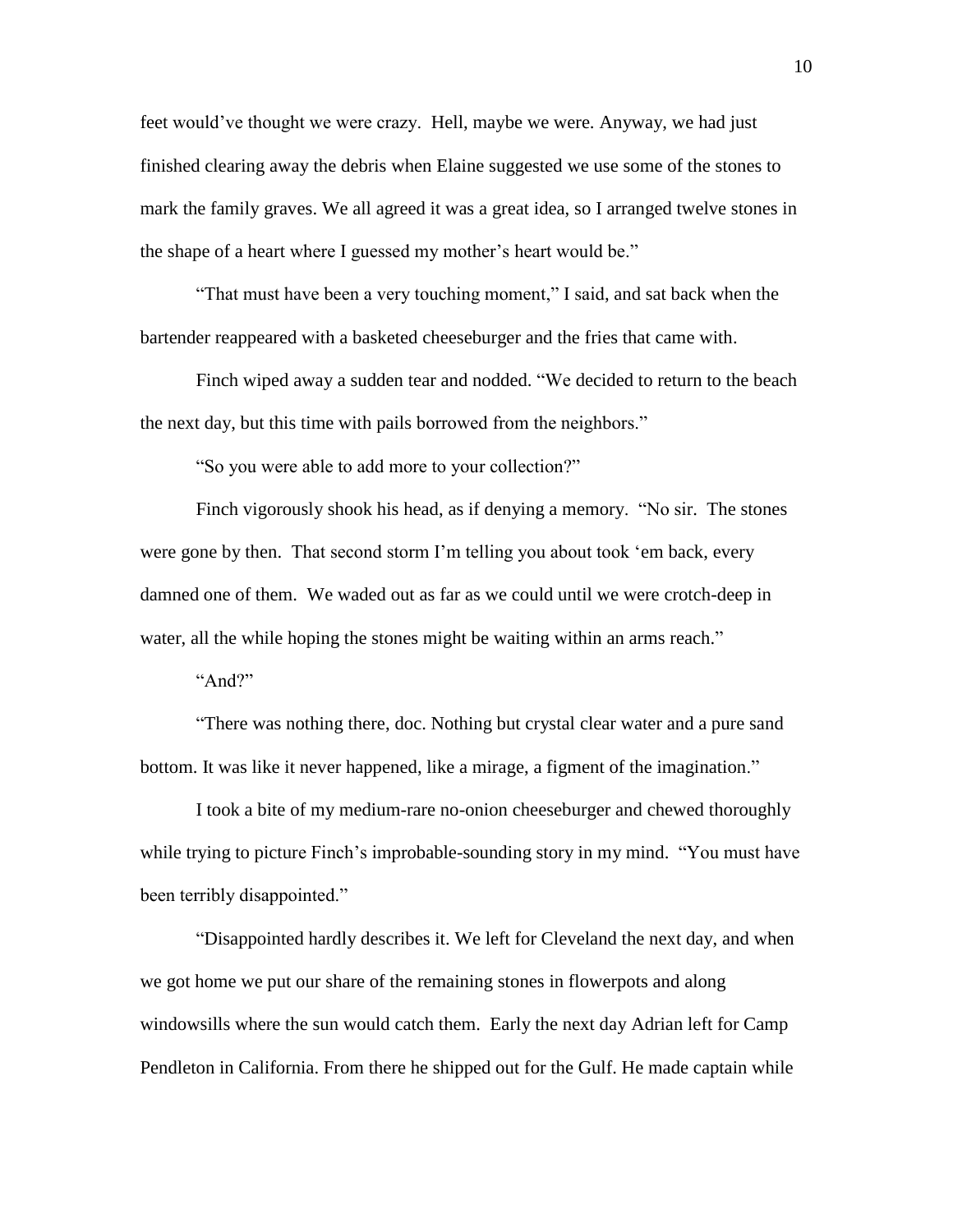feet would've thought we were crazy. Hell, maybe we were. Anyway, we had just finished clearing away the debris when Elaine suggested we use some of the stones to mark the family graves. We all agreed it was a great idea, so I arranged twelve stones in the shape of a heart where I guessed my mother's heart would be."

"That must have been a very touching moment," I said, and sat back when the bartender reappeared with a basketed cheeseburger and the fries that came with.

Finch wiped away a sudden tear and nodded. "We decided to return to the beach the next day, but this time with pails borrowed from the neighbors."

"So you were able to add more to your collection?"

Finch vigorously shook his head, as if denying a memory. "No sir. The stones were gone by then. That second storm I'm telling you about took 'em back, every damned one of them. We waded out as far as we could until we were crotch-deep in water, all the while hoping the stones might be waiting within an arms reach."

"And?"

"There was nothing there, doc. Nothing but crystal clear water and a pure sand bottom. It was like it never happened, like a mirage, a figment of the imagination."

I took a bite of my medium-rare no-onion cheeseburger and chewed thoroughly while trying to picture Finch's improbable-sounding story in my mind. "You must have been terribly disappointed."

"Disappointed hardly describes it. We left for Cleveland the next day, and when we got home we put our share of the remaining stones in flowerpots and along windowsills where the sun would catch them. Early the next day Adrian left for Camp Pendleton in California. From there he shipped out for the Gulf. He made captain while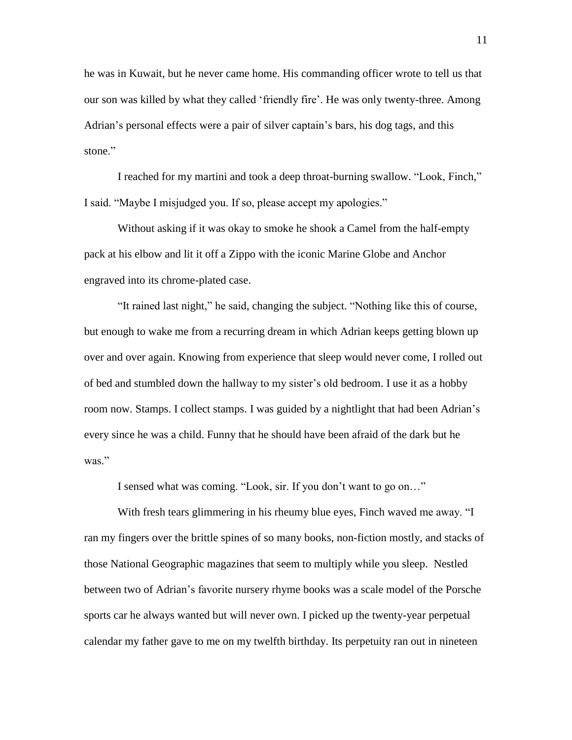he was in Kuwait, but he never came home. His commanding officer wrote to tell us that our son was killed by what they called 'friendly fire'. He was only twenty-three. Among Adrian's personal effects were a pair of silver captain's bars, his dog tags, and this stone."

I reached for my martini and took a deep throat-burning swallow. "Look, Finch," I said. "Maybe I misjudged you. If so, please accept my apologies."

Without asking if it was okay to smoke he shook a Camel from the half-empty pack at his elbow and lit it off a Zippo with the iconic Marine Globe and Anchor engraved into its chrome-plated case.

"It rained last night," he said, changing the subject. "Nothing like this of course, but enough to wake me from a recurring dream in which Adrian keeps getting blown up over and over again. Knowing from experience that sleep would never come, I rolled out of bed and stumbled down the hallway to my sister's old bedroom. I use it as a hobby room now. Stamps. I collect stamps. I was guided by a nightlight that had been Adrian's every since he was a child. Funny that he should have been afraid of the dark but he was."

I sensed what was coming. "Look, sir. If you don't want to go on…"

With fresh tears glimmering in his rheumy blue eyes, Finch waved me away. "I ran my fingers over the brittle spines of so many books, non-fiction mostly, and stacks of those National Geographic magazines that seem to multiply while you sleep. Nestled between two of Adrian's favorite nursery rhyme books was a scale model of the Porsche sports car he always wanted but will never own. I picked up the twenty-year perpetual calendar my father gave to me on my twelfth birthday. Its perpetuity ran out in nineteen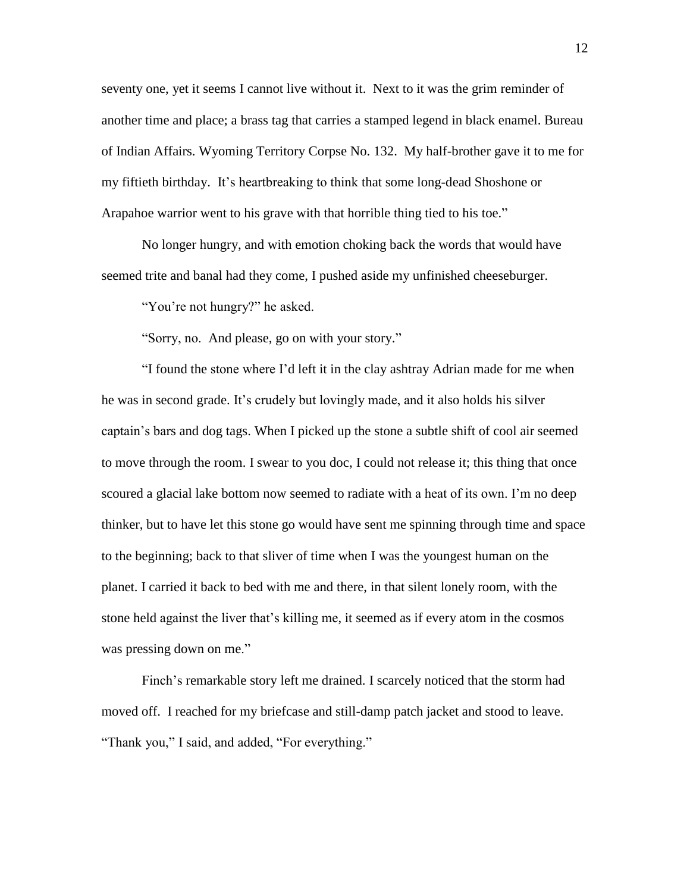seventy one, yet it seems I cannot live without it. Next to it was the grim reminder of another time and place; a brass tag that carries a stamped legend in black enamel. Bureau of Indian Affairs. Wyoming Territory Corpse No. 132. My half-brother gave it to me for my fiftieth birthday. It's heartbreaking to think that some long-dead Shoshone or Arapahoe warrior went to his grave with that horrible thing tied to his toe."

No longer hungry, and with emotion choking back the words that would have seemed trite and banal had they come, I pushed aside my unfinished cheeseburger.

"You're not hungry?" he asked.

"Sorry, no. And please, go on with your story."

"I found the stone where I'd left it in the clay ashtray Adrian made for me when he was in second grade. It's crudely but lovingly made, and it also holds his silver captain's bars and dog tags. When I picked up the stone a subtle shift of cool air seemed to move through the room. I swear to you doc, I could not release it; this thing that once scoured a glacial lake bottom now seemed to radiate with a heat of its own. I'm no deep thinker, but to have let this stone go would have sent me spinning through time and space to the beginning; back to that sliver of time when I was the youngest human on the planet. I carried it back to bed with me and there, in that silent lonely room, with the stone held against the liver that's killing me, it seemed as if every atom in the cosmos was pressing down on me."

Finch's remarkable story left me drained. I scarcely noticed that the storm had moved off. I reached for my briefcase and still-damp patch jacket and stood to leave. "Thank you," I said, and added, "For everything."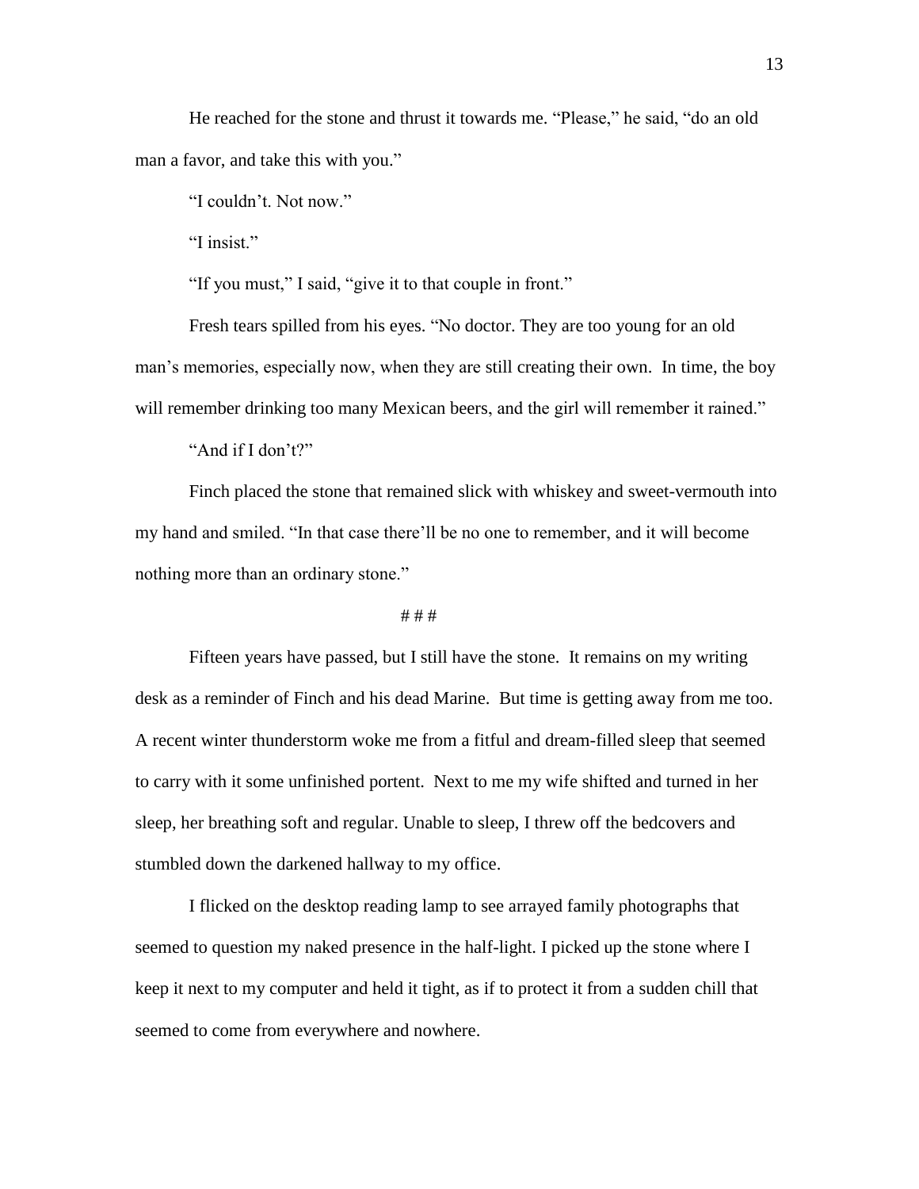He reached for the stone and thrust it towards me. "Please," he said, "do an old man a favor, and take this with you."

"I couldn't. Not now."

"I insist."

"If you must," I said, "give it to that couple in front."

Fresh tears spilled from his eyes. "No doctor. They are too young for an old man's memories, especially now, when they are still creating their own. In time, the boy will remember drinking too many Mexican beers, and the girl will remember it rained."

"And if I don't?"

Finch placed the stone that remained slick with whiskey and sweet-vermouth into my hand and smiled. "In that case there'll be no one to remember, and it will become nothing more than an ordinary stone."

# # #

Fifteen years have passed, but I still have the stone. It remains on my writing desk as a reminder of Finch and his dead Marine. But time is getting away from me too. A recent winter thunderstorm woke me from a fitful and dream-filled sleep that seemed to carry with it some unfinished portent. Next to me my wife shifted and turned in her sleep, her breathing soft and regular. Unable to sleep, I threw off the bedcovers and stumbled down the darkened hallway to my office.

I flicked on the desktop reading lamp to see arrayed family photographs that seemed to question my naked presence in the half-light. I picked up the stone where I keep it next to my computer and held it tight, as if to protect it from a sudden chill that seemed to come from everywhere and nowhere.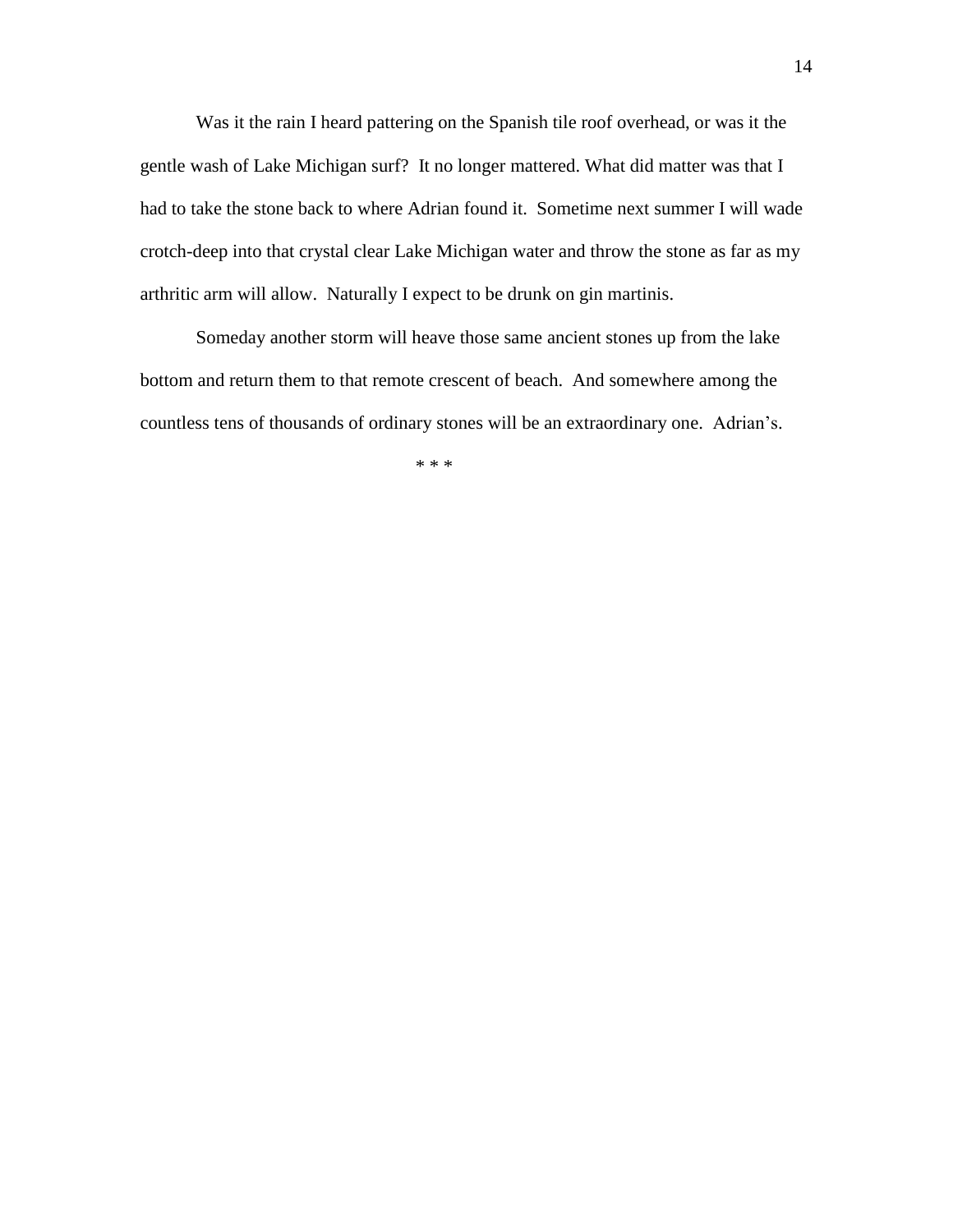Was it the rain I heard pattering on the Spanish tile roof overhead, or was it the gentle wash of Lake Michigan surf? It no longer mattered. What did matter was that I had to take the stone back to where Adrian found it. Sometime next summer I will wade crotch-deep into that crystal clear Lake Michigan water and throw the stone as far as my arthritic arm will allow. Naturally I expect to be drunk on gin martinis.

Someday another storm will heave those same ancient stones up from the lake bottom and return them to that remote crescent of beach. And somewhere among the countless tens of thousands of ordinary stones will be an extraordinary one. Adrian's.

* * *